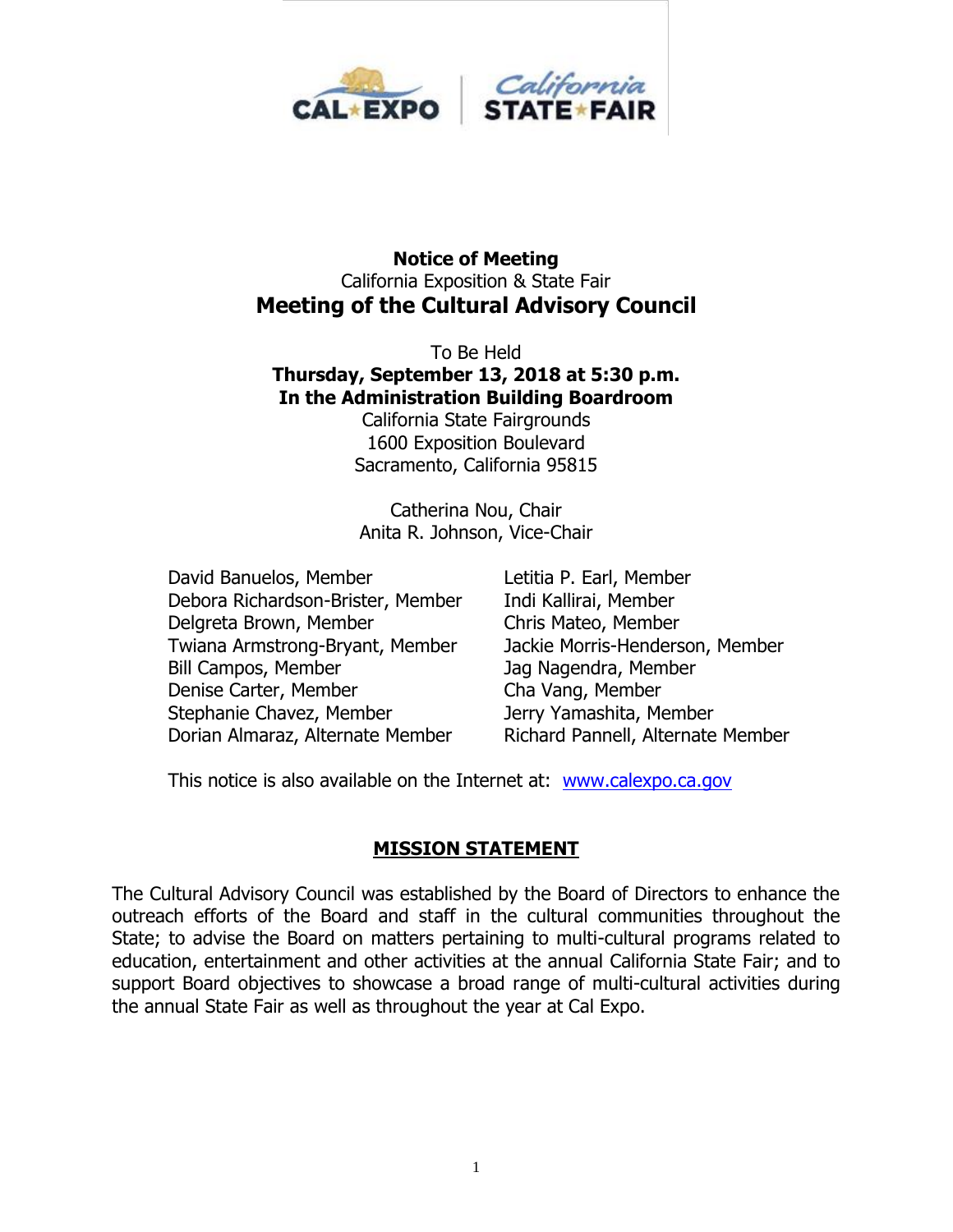# Notice of Meeting

California Exposition & State Fair

## Meeting of the Cultural Advisory Council

To Be Held

**Thursday, September 13, 2018 at 5:30 p.m.**
**In the Administration Building Boardroom**

California State Fairgrounds
1600 Exposition Boulevard
Sacramento, California 95815

Catherina Nou, Chair
Anita R. Johnson, Vice-Chair

David Banuelos, Member
Debora Richardson-Brister, Member
Delgreta Brown, Member
Twiana Armstrong-Bryant, Member
Bill Campos, Member
Denise Carter, Member
Stephanie Chavez, Member
Dorian Almaraz, Alternate Member
Letitia P. Earl, Member
Indi Kallirai, Member
Chris Mateo, Member
Jackie Morris-Henderson, Member
Jag Nagendra, Member
Cha Vang, Member
Jerry Yamashita, Member
Richard Pannell, Alternate Member

This notice is also available on the Internet at: www.calexpo.ca.gov

## MISSION STATEMENT

The Cultural Advisory Council was established by the Board of Directors to enhance the outreach efforts of the Board and staff in the cultural communities throughout the State; to advise the Board on matters pertaining to multi-cultural programs related to education, entertainment and other activities at the annual California State Fair; and to support Board objectives to showcase a broad range of multi-cultural activities during the annual State Fair as well as throughout the year at Cal Expo.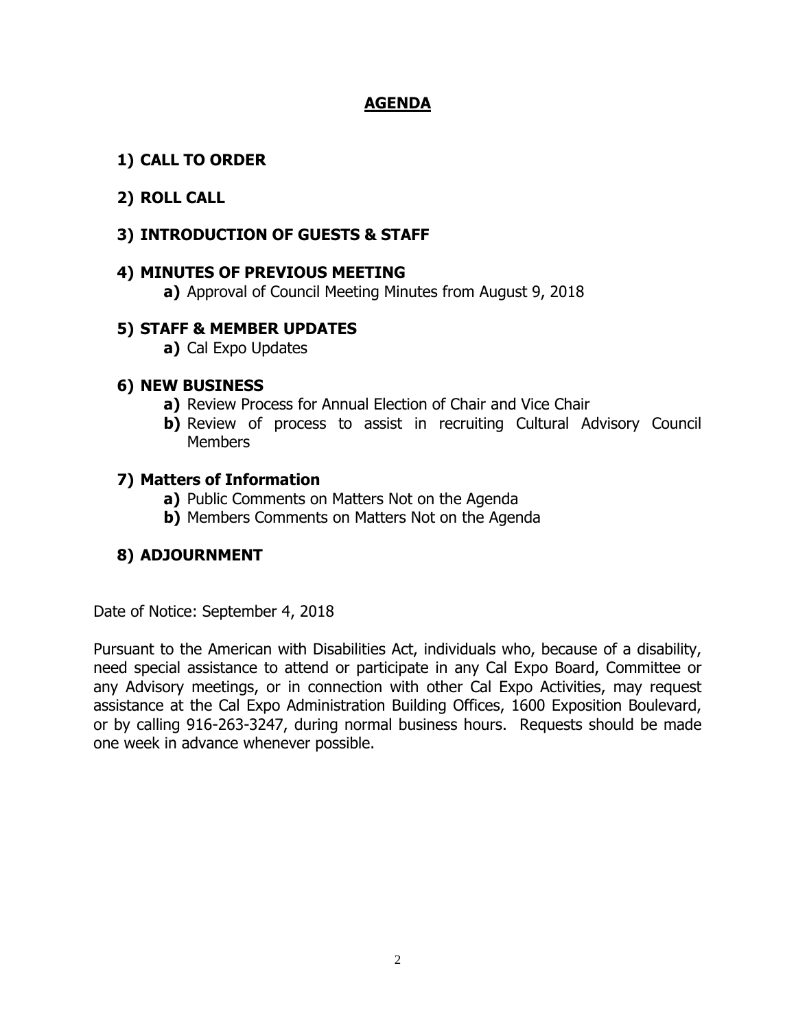# AGENDA

**1) CALL TO ORDER**

**2) ROLL CALL**

**3) INTRODUCTION OF GUESTS & STAFF**

**4) MINUTES OF PREVIOUS MEETING**

- **a)** Approval of Council Meeting Minutes from August 9, 2018

**5) STAFF & MEMBER UPDATES**

- **a)** Cal Expo Updates

**6) NEW BUSINESS**

- **a)** Review Process for Annual Election of Chair and Vice Chair
- **b)** Review of process to assist in recruiting Cultural Advisory Council Members

**7) Matters of Information**

- **a)** Public Comments on Matters Not on the Agenda
- **b)** Members Comments on Matters Not on the Agenda

**8) ADJOURNMENT**

Date of Notice: September 4, 2018

Pursuant to the American with Disabilities Act, individuals who, because of a disability, need special assistance to attend or participate in any Cal Expo Board, Committee or any Advisory meetings, or in connection with other Cal Expo Activities, may request assistance at the Cal Expo Administration Building Offices, 1600 Exposition Boulevard, or by calling 916-263-3247, during normal business hours. Requests should be made one week in advance whenever possible.